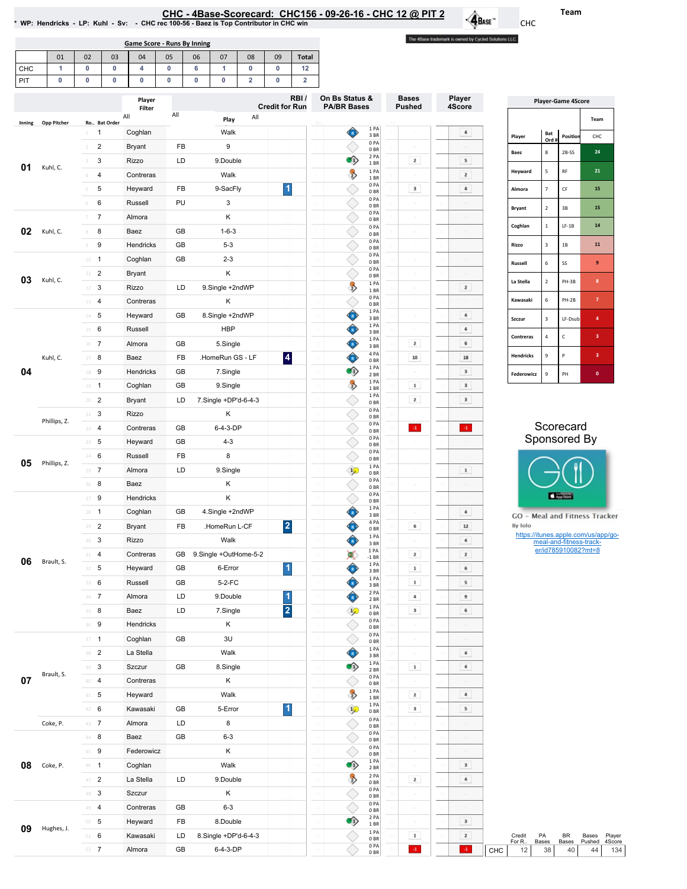# CHC - 4Base-Scorecard: CHC156 - 09-26-16 - CHC 12 @ PIT 2

\* WP: Hendricks - LP: Kuhl - Sv: - CHC rec 100-56 - Baez is Top Contributor in CHC win

Team: CHC

The 4Base trademark is owned by Cycled Solutions LLC.

**Game Score - Runs By Inning**

| | 01 | 02 | 03 | 04 | 05 | 06 | 07 | 08 | 09 | Total |
|---|---|---|---|---|---|---|---|---|---|---|
| CHC | 1 | 0 | 0 | 4 | 0 | 6 | 1 | 0 | 0 | 12 |
| PIT | 0 | 0 | 0 | 0 | 0 | 0 | 0 | 2 | 0 | 2 |

| Inning | Opp Pitcher | Ro.. | Bat Order | Player | | Play | RBI / Credit for Run | On Bs Status & PA/BR Bases | Bases Pushed | Player 4Score |
|---|---|---|---|---|---|---|---|---|---|---|
| 01 | Kuhl, C. | 1 | 1 | Coghlan | | Walk | | 1 PA 3 BR | | 4 |
| | | 2 | 2 | Bryant | FB | 9 | | 0 PA 0 BR | | |
| | | 3 | 3 | Rizzo | LD | 9.Double | | 2 PA 1 BR | 2 | 5 |
| | | 4 | 4 | Contreras | | Walk | | 1 PA 1 BR | | 2 |
| | | 5 | 5 | Heyward | FB | 9-SacFly | 1 | 0 PA 0 BR | 3 | 4 |
| | | 6 | 6 | Russell | PU | 3 | | 0 PA 0 BR | | |
| 02 | Kuhl, C. | 7 | 7 | Almora | | K | | 0 PA 0 BR | | |
| | | 8 | 8 | Baez | GB | 1-6-3 | | 0 PA 0 BR | | |
| | | 9 | 9 | Hendricks | GB | 5-3 | | 0 PA 0 BR | | |
| 03 | Kuhl, C. | 10 | 1 | Coghlan | GB | 2-3 | | 0 PA 0 BR | | |
| | | 11 | 2 | Bryant | | K | | 0 PA 0 BR | | |
| | | 12 | 3 | Rizzo | LD | 9.Single +2ndWP | | 1 PA 1 BR | | 2 |
| | | 13 | 4 | Contreras | | K | | 0 PA 0 BR | | |
| 04 | Kuhl, C. | 14 | 5 | Heyward | GB | 8.Single +2ndWP | | 1 PA 3 BR | | 4 |
| | | 15 | 6 | Russell | | HBP | | 1 PA 3 BR | | 4 |
| | | 16 | 7 | Almora | GB | 5.Single | | 1 PA 3 BR | 2 | 6 |
| | | 17 | 8 | Baez | FB | .HomeRun GS - LF | 4 | 4 PA 0 BR | 10 | 18 |
| | | 18 | 9 | Hendricks | GB | 7.Single | | 1 PA 2 BR | | 3 |
| | | 19 | 1 | Coghlan | GB | 9.Single | | 1 PA 1 BR | 1 | 3 |
| | | 20 | 2 | Bryant | LD | 7.Single +DP'd-6-4-3 | | 1 PA 0 BR | 2 | 3 |
| | Phillips, Z. | 21 | 3 | Rizzo | | K | | 0 PA 0 BR | | |
| | | 22 | 4 | Contreras | GB | 6-4-3-DP | | 0 PA 0 BR | -1 | -1 |
| 05 | Phillips, Z. | 23 | 5 | Heyward | GB | 4-3 | | 0 PA 0 BR | | |
| | | 24 | 6 | Russell | FB | 8 | | 0 PA 0 BR | | |
| | | 25 | 7 | Almora | LD | 9.Single | | 1 PA 0 BR | | 1 |
| | | 26 | 8 | Baez | | K | | 0 PA 0 BR | | |
| 06 | Brault, S. | 27 | 9 | Hendricks | | K | | 0 PA 0 BR | | |
| | | 28 | 1 | Coghlan | GB | 4.Single +2ndWP | | 1 PA 3 BR | | 4 |
| | | 29 | 2 | Bryant | FB | .HomeRun L-CF | 2 | 4 PA 0 BR | 6 | 12 |
| | | 30 | 3 | Rizzo | | Walk | | 1 PA 3 BR | | 4 |
| | | 31 | 4 | Contreras | GB | 9.Single +OutHome-5-2 | | 1 PA -1 BR | 2 | 2 |
| | | 32 | 5 | Heyward | GB | 6-Error | 1 | 1 PA 3 BR | 1 | 6 |
| | | 33 | 6 | Russell | GB | 5-2-FC | | 1 PA 3 BR | 1 | 5 |
| | | 34 | 7 | Almora | LD | 9.Double | 1 | 2 PA 2 BR | 4 | 9 |
| | | 35 | 8 | Baez | LD | 7.Single | 2 | 1 PA 0 BR | 3 | 6 |
| | | 36 | 9 | Hendricks | | K | | 0 PA 0 BR | | |
| 07 | Brault, S. | 37 | 1 | Coghlan | GB | 3U | | 0 PA 0 BR | | |
| | | 38 | 2 | La Stella | | Walk | | 1 PA 3 BR | | 4 |
| | | 39 | 3 | Szczur | GB | 8.Single | | 1 PA 2 BR | 1 | 4 |
| | | 40 | 4 | Contreras | | K | | 0 PA 0 BR | | |
| | | 41 | 5 | Heyward | | Walk | | 1 PA 1 BR | 2 | 4 |
| | | 42 | 6 | Kawasaki | GB | 5-Error | 1 | 1 PA 0 BR | 3 | 5 |
| | Coke, P. | 43 | 7 | Almora | LD | 8 | | 0 PA 0 BR | | |
| 08 | Coke, P. | 44 | 8 | Baez | GB | 6-3 | | 0 PA 0 BR | | |
| | | 45 | 9 | Federowicz | | K | | 0 PA 0 BR | | |
| | | 46 | 1 | Coghlan | | Walk | | 1 PA 2 BR | | 3 |
| | | 47 | 2 | La Stella | LD | 9.Double | | 2 PA 0 BR | 2 | 4 |
| | | 48 | 3 | Szczur | | K | | 0 PA 0 BR | | |
| 09 | Hughes, J. | 49 | 4 | Contreras | GB | 6-3 | | 0 PA 0 BR | | |
| | | 50 | 5 | Heyward | FB | 8.Double | | 2 PA 1 BR | | 3 |
| | | 51 | 6 | Kawasaki | LD | 8.Single +DP'd-6-4-3 | | 1 PA 0 BR | 1 | 2 |
| | | 52 | 7 | Almora | GB | 6-4-3-DP | | 0 PA 0 BR | -1 | -1 |

| | Credit For R.. | PA Bases | BR Bases | Bases Pushed | Player 4Score |
|---|---|---|---|---|---|
| CHC | 12 | 38 | 40 | 44 | 134 |

**Player-Game 4Score**

| Player | Bat Ord # | Position | CHC |
|---|---|---|---|
| Baez | 8 | 2B-SS | 24 |
| Heyward | 5 | RF | 21 |
| Almora | 7 | CF | 15 |
| Bryant | 2 | 3B | 15 |
| Coghlan | 1 | LF-1B | 14 |
| Rizzo | 3 | 1B | 11 |
| Russell | 6 | SS | 9 |
| La Stella | 2 | PH-3B | 8 |
| Kawasaki | 6 | PH-2B | 7 |
| Szczur | 3 | LF-Dsub | 4 |
| Contreras | 4 | C | 3 |
| Hendricks | 9 | P | 3 |
| Federowicz | 9 | PH | 0 |

Scorecard Sponsored By

GO - Meal and Fitness Tracker

By Iolo

https://itunes.apple.com/us/app/go-meal-and-fitness-track-er/id785910082?mt=8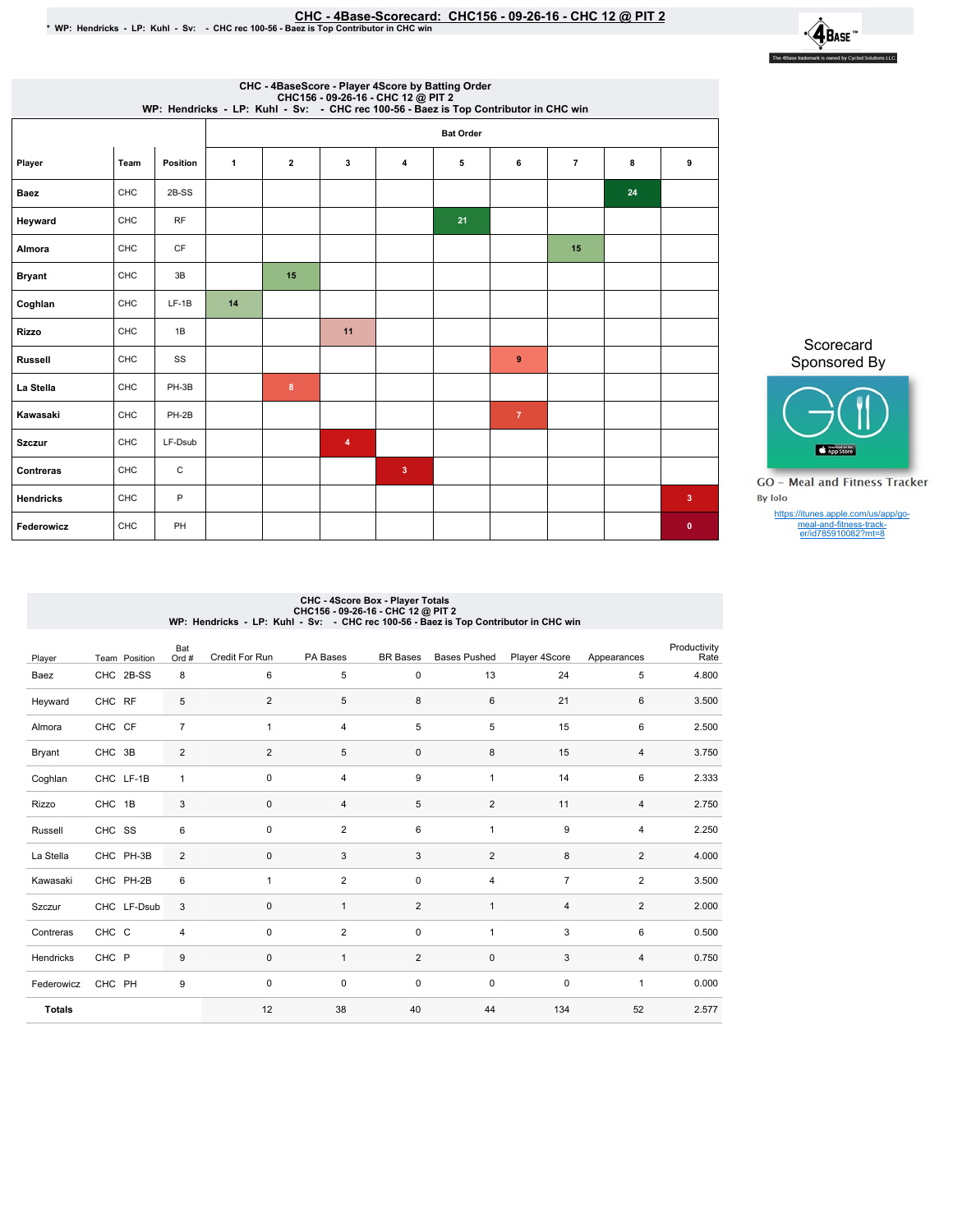# CHC - 4Base-Scorecard: CHC156 - 09-26-16 - CHC 12 @ PIT 2

* WP: Hendricks - LP: Kuhl - Sv: - CHC rec 100-56 - Baez is Top Contributor in CHC win

The 4Base trademark is owned by Cycled Solutions LLC.

## CHC - 4BaseScore - Player 4Score by Batting Order

CHC156 - 09-26-16 - CHC 12 @ PIT 2
WP: Hendricks - LP: Kuhl - Sv: - CHC rec 100-56 - Baez is Top Contributor in CHC win

| Player | Team | Position | Bat Order 1 | 2 | 3 | 4 | 5 | 6 | 7 | 8 | 9 |
|---|---|---|---|---|---|---|---|---|---|---|---|
| Baez | CHC | 2B-SS | | | | | | | | 24 | |
| Heyward | CHC | RF | | | | | 21 | | | | |
| Almora | CHC | CF | | | | | | | 15 | | |
| Bryant | CHC | 3B | | 15 | | | | | | | |
| Coghlan | CHC | LF-1B | 14 | | | | | | | | |
| Rizzo | CHC | 1B | | | 11 | | | | | | |
| Russell | CHC | SS | | | | | | 9 | | | |
| La Stella | CHC | PH-3B | | 8 | | | | | | | |
| Kawasaki | CHC | PH-2B | | | | | | 7 | | | |
| Szczur | CHC | LF-Dsub | | | 4 | | | | | | |
| Contreras | CHC | C | | | | 3 | | | | | |
| Hendricks | CHC | P | | | | | | | | | 3 |
| Federowicz | CHC | PH | | | | | | | | | 0 |

Scorecard Sponsored By

GO - Meal and Fitness Tracker
By Iolo

https://itunes.apple.com/us/app/go-meal-and-fitness-track-er/id785910082?mt=8

## CHC - 4Score Box - Player Totals

CHC156 - 09-26-16 - CHC 12 @ PIT 2
WP: Hendricks - LP: Kuhl - Sv: - CHC rec 100-56 - Baez is Top Contributor in CHC win

| Player | Team | Position | Bat Ord # | Credit For Run | PA Bases | BR Bases | Bases Pushed | Player 4Score | Appearances | Productivity Rate |
|---|---|---|---|---|---|---|---|---|---|---|
| Baez | CHC | 2B-SS | 8 | 6 | 5 | 0 | 13 | 24 | 5 | 4.800 |
| Heyward | CHC | RF | 5 | 2 | 5 | 8 | 6 | 21 | 6 | 3.500 |
| Almora | CHC | CF | 7 | 1 | 4 | 5 | 5 | 15 | 6 | 2.500 |
| Bryant | CHC | 3B | 2 | 2 | 5 | 0 | 8 | 15 | 4 | 3.750 |
| Coghlan | CHC | LF-1B | 1 | 0 | 4 | 9 | 1 | 14 | 6 | 2.333 |
| Rizzo | CHC | 1B | 3 | 0 | 4 | 5 | 2 | 11 | 4 | 2.750 |
| Russell | CHC | SS | 6 | 0 | 2 | 6 | 1 | 9 | 4 | 2.250 |
| La Stella | CHC | PH-3B | 2 | 0 | 3 | 3 | 2 | 8 | 2 | 4.000 |
| Kawasaki | CHC | PH-2B | 6 | 1 | 2 | 0 | 4 | 7 | 2 | 3.500 |
| Szczur | CHC | LF-Dsub | 3 | 0 | 1 | 2 | 1 | 4 | 2 | 2.000 |
| Contreras | CHC | C | 4 | 0 | 2 | 0 | 1 | 3 | 6 | 0.500 |
| Hendricks | CHC | P | 9 | 0 | 1 | 2 | 0 | 3 | 4 | 0.750 |
| Federowicz | CHC | PH | 9 | 0 | 0 | 0 | 0 | 0 | 1 | 0.000 |
| **Totals** | | | | 12 | 38 | 40 | 44 | 134 | 52 | 2.577 |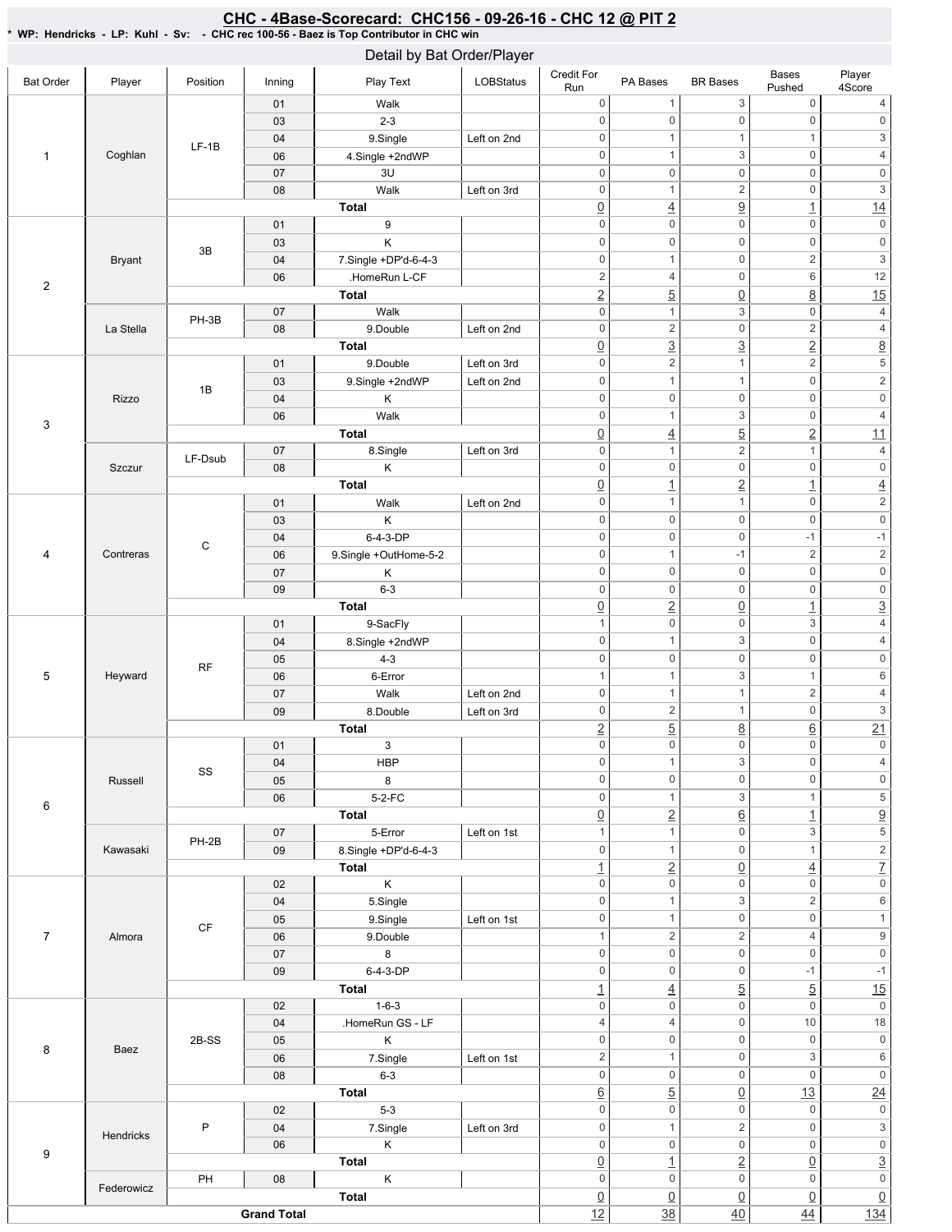## CHC - 4Base-Scorecard: CHC156 - 09-26-16 - CHC 12 @ PIT 2

\* WP: Hendricks - LP: Kuhl - Sv: - CHC rec 100-56 - Baez is Top Contributor in CHC win

### Detail by Bat Order/Player

| Bat Order | Player | Position | Inning | Play Text | LOBStatus | Credit For Run | PA Bases | BR Bases | Bases Pushed | Player 4Score |
|---|---|---|---|---|---|---|---|---|---|---|
| 1 | Coghlan | LF-1B | 01 | Walk | | 0 | 1 | 3 | 0 | 4 |
| | | | 03 | 2-3 | | 0 | 0 | 0 | 0 | 0 |
| | | | 04 | 9.Single | Left on 2nd | 0 | 1 | 1 | 1 | 3 |
| | | | 06 | 4.Single +2ndWP | | 0 | 1 | 3 | 0 | 4 |
| | | | 07 | 3U | | 0 | 0 | 0 | 0 | 0 |
| | | | 08 | Walk | Left on 3rd | 0 | 1 | 2 | 0 | 3 |
| | | | | **Total** | | 0 | 4 | 9 | 1 | 14 |
| 2 | Bryant | 3B | 01 | 9 | | 0 | 0 | 0 | 0 | 0 |
| | | | 03 | K | | 0 | 0 | 0 | 0 | 0 |
| | | | 04 | 7.Single +DP'd-6-4-3 | | 0 | 1 | 0 | 2 | 3 |
| | | | 06 | .HomeRun L-CF | | 2 | 4 | 0 | 6 | 12 |
| | | | | **Total** | | 2 | 5 | 0 | 8 | 15 |
| | La Stella | PH-3B | 07 | Walk | | 0 | 1 | 3 | 0 | 4 |
| | | | 08 | 9.Double | Left on 2nd | 0 | 2 | 0 | 2 | 4 |
| | | | | **Total** | | 0 | 3 | 3 | 2 | 8 |
| 3 | Rizzo | 1B | 01 | 9.Double | Left on 3rd | 0 | 2 | 1 | 2 | 5 |
| | | | 03 | 9.Single +2ndWP | Left on 2nd | 0 | 1 | 1 | 0 | 2 |
| | | | 04 | K | | 0 | 0 | 0 | 0 | 0 |
| | | | 06 | Walk | | 0 | 1 | 3 | 0 | 4 |
| | | | | **Total** | | 0 | 4 | 5 | 2 | 11 |
| | Szczur | LF-Dsub | 07 | 8.Single | Left on 3rd | 0 | 1 | 2 | 1 | 4 |
| | | | 08 | K | | 0 | 0 | 0 | 0 | 0 |
| | | | | **Total** | | 0 | 1 | 2 | 1 | 4 |
| 4 | Contreras | C | 01 | Walk | Left on 2nd | 0 | 1 | 1 | 0 | 2 |
| | | | 03 | K | | 0 | 0 | 0 | 0 | 0 |
| | | | 04 | 6-4-3-DP | | 0 | 0 | 0 | -1 | -1 |
| | | | 06 | 9.Single +OutHome-5-2 | | 0 | 1 | -1 | 2 | 2 |
| | | | 07 | K | | 0 | 0 | 0 | 0 | 0 |
| | | | 09 | 6-3 | | 0 | 0 | 0 | 0 | 0 |
| | | | | **Total** | | 0 | 2 | 0 | 1 | 3 |
| 5 | Heyward | RF | 01 | 9-SacFly | | 1 | 0 | 0 | 3 | 4 |
| | | | 04 | 8.Single +2ndWP | | 0 | 1 | 3 | 0 | 4 |
| | | | 05 | 4-3 | | 0 | 0 | 0 | 0 | 0 |
| | | | 06 | 6-Error | | 1 | 1 | 3 | 1 | 6 |
| | | | 07 | Walk | Left on 2nd | 0 | 1 | 1 | 2 | 4 |
| | | | 09 | 8.Double | Left on 3rd | 0 | 2 | 1 | 0 | 3 |
| | | | | **Total** | | 2 | 5 | 8 | 6 | 21 |
| 6 | Russell | SS | 01 | 3 | | 0 | 0 | 0 | 0 | 0 |
| | | | 04 | HBP | | 0 | 1 | 3 | 0 | 4 |
| | | | 05 | 8 | | 0 | 0 | 0 | 0 | 0 |
| | | | 06 | 5-2-FC | | 0 | 1 | 3 | 1 | 5 |
| | | | | **Total** | | 0 | 2 | 6 | 1 | 9 |
| | Kawasaki | PH-2B | 07 | 5-Error | Left on 1st | 1 | 1 | 0 | 3 | 5 |
| | | | 09 | 8.Single +DP'd-6-4-3 | | 0 | 1 | 0 | 1 | 2 |
| | | | | **Total** | | 1 | 2 | 0 | 4 | 7 |
| 7 | Almora | CF | 02 | K | | 0 | 0 | 0 | 0 | 0 |
| | | | 04 | 5.Single | | 0 | 1 | 3 | 2 | 6 |
| | | | 05 | 9.Single | Left on 1st | 0 | 1 | 0 | 0 | 1 |
| | | | 06 | 9.Double | | 1 | 2 | 2 | 4 | 9 |
| | | | 07 | 8 | | 0 | 0 | 0 | 0 | 0 |
| | | | 09 | 6-4-3-DP | | 0 | 0 | 0 | -1 | -1 |
| | | | | **Total** | | 1 | 4 | 5 | 5 | 15 |
| 8 | Baez | 2B-SS | 02 | 1-6-3 | | 0 | 0 | 0 | 0 | 0 |
| | | | 04 | .HomeRun GS - LF | | 4 | 4 | 0 | 10 | 18 |
| | | | 05 | K | | 0 | 0 | 0 | 0 | 0 |
| | | | 06 | 7.Single | Left on 1st | 2 | 1 | 0 | 3 | 6 |
| | | | 08 | 6-3 | | 0 | 0 | 0 | 0 | 0 |
| | | | | **Total** | | 6 | 5 | 0 | 13 | 24 |
| 9 | Hendricks | P | 02 | 5-3 | | 0 | 0 | 0 | 0 | 0 |
| | | | 04 | 7.Single | Left on 3rd | 0 | 1 | 2 | 0 | 3 |
| | | | 06 | K | | 0 | 0 | 0 | 0 | 0 |
| | | | | **Total** | | 0 | 1 | 2 | 0 | 3 |
| | Federowicz | PH | 08 | K | | 0 | 0 | 0 | 0 | 0 |
| | | | | **Total** | | 0 | 0 | 0 | 0 | 0 |
| **Grand Total** | | | | | | 12 | 38 | 40 | 44 | 134 |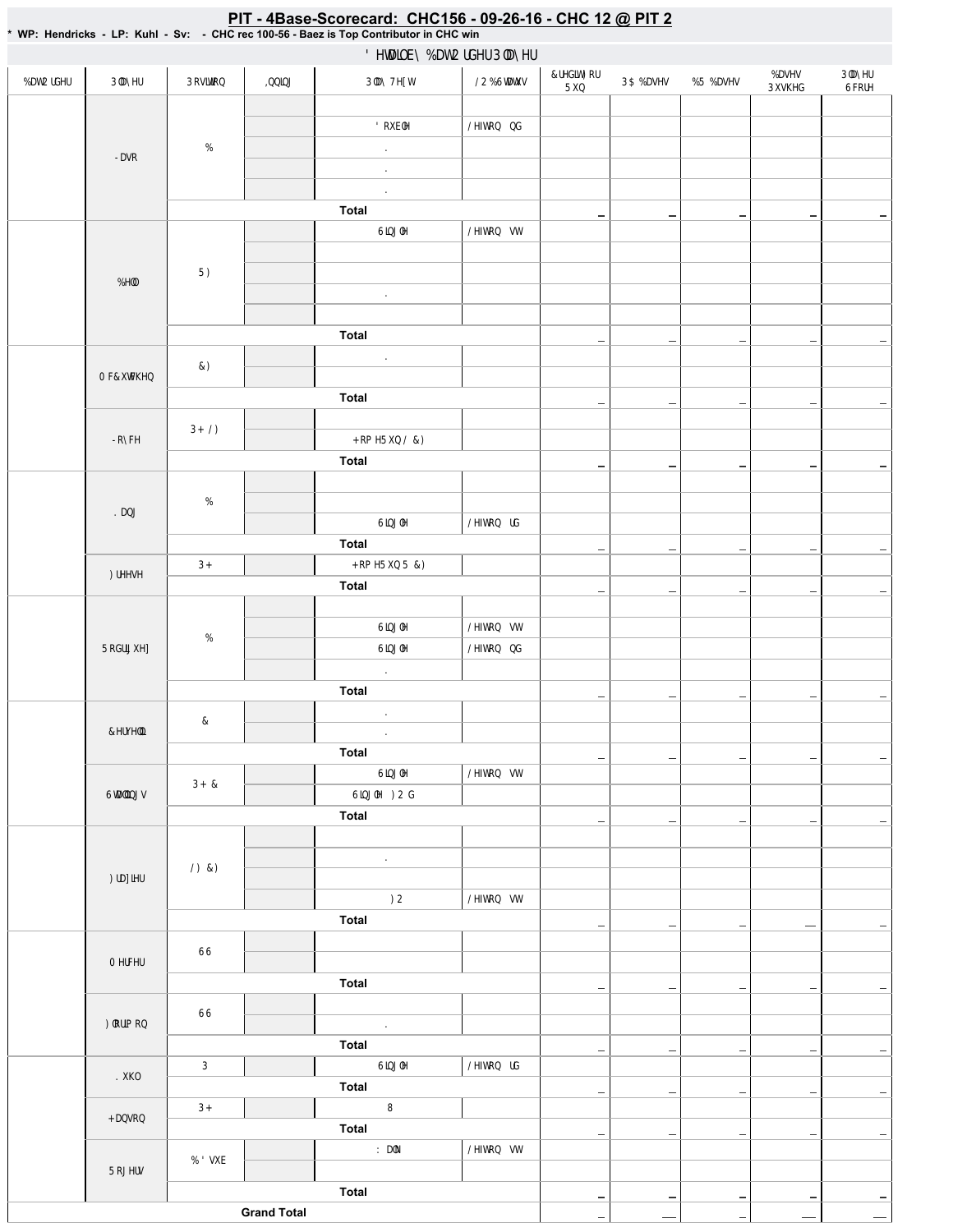## PIT - 4Base-Scorecard: CHC156 - 09-26-16 - CHC 12 @ PIT 2

**\* WP: Hendricks - LP: Kuhl - Sv: - CHC rec 100-56 - Baez is Top Contributor in CHC win**

' HWDLOHE\ %DW2 UGHU3 OD\HU

| %DW2 UGHU | 3 OD\HU | 3 RVLWLRQ | ,QQLQJ | 3 OD\ 7 H[W | /2 %6 WDWXV | &UHGLWIRU 5XQ | 3$ %DVHV | %5 %DVHV | %DVHV 3XVKHG | 3 OD\HU 6FRUH |
|---|---|---|---|---|---|---|---|---|---|---|
| | -DVR | % | | | | | | | | |
| | | | | ' RXEOH | /HIWRQ QG | | | | | |
| | | | | . | | | | | | |
| | | | | . | | | | | | |
| | | | | . | | | | | | |
| | | | | **Total** | | _ | _ | _ | _ | _ |
| | %HOO | 5) | | 6LQJOH | /HIWRQ VW | | | | | |
| | | | | | | | | | | |
| | | | | | | | | | | |
| | | | | . | | | | | | |
| | | | | | | | | | | |
| | | | | **Total** | | _ | _ | _ | _ | _ |
| | 0 F&XWFKHQ | &) | | . | | | | | | |
| | | | | | | | | | | |
| | | | | **Total** | | _ | _ | _ | _ | _ |
| | -R\FH | 3+ /) | | | | | | | | |
| | | | | +RP H5XQ / &) | | | | | | |
| | | | | **Total** | | _ | _ | _ | _ | _ |
| | . DQJ | % | | | | | | | | |
| | | | | | | | | | | |
| | | | | 6LQJOH | /HIWRQ UG | | | | | |
| | | | | **Total** | | _ | _ | _ | _ | _ |
| | ) UHHVH | 3+ | | +RP H5XQ 5 &) | | | | | | |
| | | | | **Total** | | _ | _ | _ | _ | _ |
| | 5 RGUJXH] | % | | | | | | | | |
| | | | | 6LQJOH | /HIWRQ VW | | | | | |
| | | | | 6LQJOH | /HIWRQ QG | | | | | |
| | | | | . | | | | | | |
| | | | | **Total** | | _ | _ | _ | _ | _ |
| | &HUYHOOL | & | | . | | | | | | |
| | | | | . | | | | | | |
| | | | | **Total** | | _ | _ | _ | _ | _ |
| | 6WDOOLQJV | 3+ & | | 6LQJOH | /HIWRQ VW | | | | | |
| | | | | 6LQJOH )2 G | | | | | | |
| | | | | **Total** | | _ | _ | _ | _ | _ |
| | ) UD]LHU | /) &) | | | | | | | | |
| | | | | . | | | | | | |
| | | | | | | | | | | |
| | | | | )2 | /HIWRQ VW | | | | | |
| | | | | **Total** | | _ | _ | _ | _ | _ |
| | 0 HUFHU | 66 | | | | | | | | |
| | | | | | | | | | | |
| | | | | **Total** | | _ | _ | _ | _ | _ |
| | ) ORULP RQ | 66 | | | | | | | | |
| | | | | . | | | | | | |
| | | | | **Total** | | _ | _ | _ | _ | _ |
| | . XKO | 3 | | 6LQJOH | /HIWRQ UG | | | | | |
| | | | | **Total** | | _ | _ | _ | _ | _ |
| | +DQVRQ | 3+ | | 8 | | | | | | |
| | | | | **Total** | | _ | _ | _ | _ | _ |
| | 5 RJHUV | %' VXE | | : DON | /HIWRQ VW | | | | | |
| | | | | | | | | | | |
| | | | | **Total** | | _ | _ | _ | _ | _ |
| **Grand Total** | | | | | | _ | _ | _ | _ | _ |